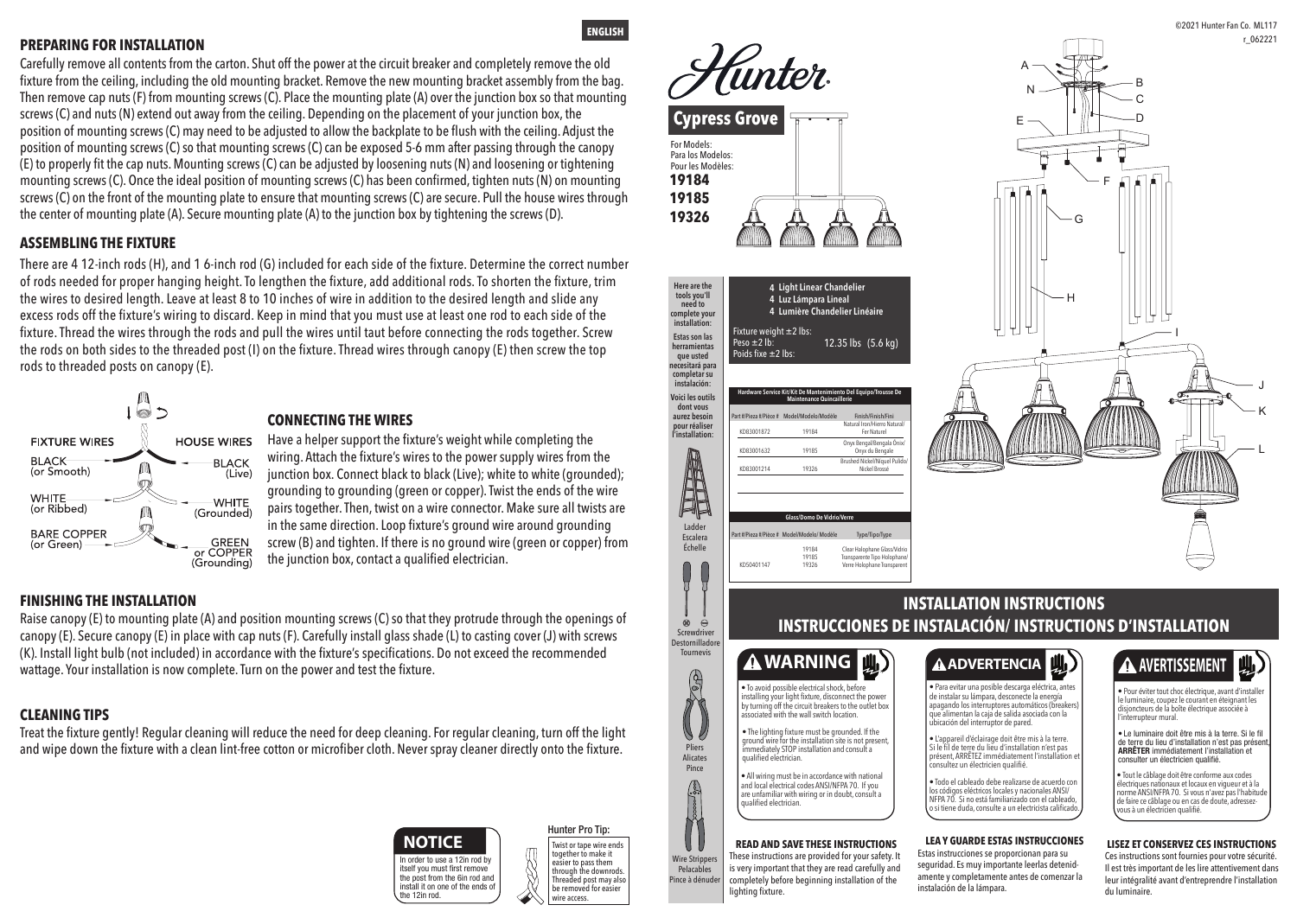ENGLISH

## PREPARING FOR INSTALLATION

Carefully remove all contents from the carton. Shut off the power at the circuit breaker and completely remove the old fixture from the ceiling, including the old mounting bracket. Remove the new mounting bracket assembly from the bag. Then remove cap nuts (F) from mounting screws (C). Place the mounting plate (A) over the junction box so that mounting screws (C) and nuts (N) extend out away from the ceiling. Depending on the placement of your junction box, the position of mounting screws (C) may need to be adjusted to allow the backplate to be flush with the ceiling. Adjust the position of mounting screws (C) so that mounting screws (C) can be exposed 5-6 mm after passing through the canopy (E) to properly fit the cap nuts. Mounting screws (C) can be adjusted by loosening nuts (N) and loosening or tightening mounting screws (C). Once the ideal position of mounting screws (C) has been confirmed, tighten nuts (N) on mounting screws (C) on the front of the mounting plate to ensure that mounting screws (C) are secure. Pull the house wires through the center of mounting plate (A). Secure mounting plate (A) to the junction box by tightening the screws (D).

## ASSEMBLING THE FIXTURE

There are 4 12-inch rods (H), and 1 6-inch rod (G) included for each side of the fixture. Determine the correct number of rods needed for proper hanging height. To lengthen the fixture, add additional rods. To shorten the fixture, trim the wires to desired length. Leave at least 8 to 10 inches of wire in addition to the desired length and slide any excess rods off the fixture's wiring to discard. Keep in mind that you must use at least one rod to each side of the fixture. Thread the wires through the rods and pull the wires until taut before connecting the rods together. Screw the rods on both sides to the threaded post (I) on the fixture. Thread wires through canopy (E) then screw the top rods to threaded posts on canopy (E).

FIXTURE WIRES — HOUSE WIRES

BLACK (or Smooth) — BLACK (Live)

WHITE (or Ribbed) — WHITE (Grounded)

BARE COPPER (or Green) — GREEN or COPPER (Grounding)

## CONNECTING THE WIRES

Have a helper support the fixture's weight while completing the wiring. Attach the fixture's wires to the power supply wires from the junction box. Connect black to black (Live); white to white (grounded); grounding to grounding (green or copper). Twist the ends of the wire pairs together. Then, twist on a wire connector. Make sure all twists are in the same direction. Loop fixture's ground wire around grounding screw (B) and tighten. If there is no ground wire (green or copper) from the junction box, contact a qualified electrician.

## FINISHING THE INSTALLATION

Raise canopy (E) to mounting plate (A) and position mounting screws (C) so that they protrude through the openings of canopy (E). Secure canopy (E) in place with cap nuts (F). Carefully install glass shade (L) to casting cover (J) with screws (K). Install light bulb (not included) in accordance with the fixture's specifications. Do not exceed the recommended wattage. Your installation is now complete. Turn on the power and test the fixture.

## CLEANING TIPS

Treat the fixture gently! Regular cleaning will reduce the need for deep cleaning. For regular cleaning, turn off the light and wipe down the fixture with a clean lint-free cotton or microfiber cloth. Never spray cleaner directly onto the fixture.

**NOTICE**

In order to use a 12in rod by itself you must first remove the post from the 6in rod and install it on one of the ends of the 12in rod.

**Hunter Pro Tip:**

Twist or tape wire ends together to make it easier to pass them through the downrods. Threaded post may also be removed for easier wire access.

# Hunter

## Cypress Grove

For Models:
Para los Modelos:
Pour les Modèles:

**19184**
**19185**
**19326**

Here are the tools you'll need to complete your installation:
Estas son las herramientas que usted necesitará para completar su instalación:
Voici les outils dont vous aurez besoin pour réaliser l'installation:

Ladder / Escalera / Échelle

Screwdriver / Destornilladore / Tournevis

Pliers / Alicates / Pince

Wire Strippers / Pelacables / Pince à dénuder

**4 Light Linear Chandelier**
**4 Luz Lámpara Lineal**
**4 Lumière Chandelier Linéaire**

Fixture weight ±2 lbs: / Peso ±2 lb: / Poids fixe ±2 lbs: 12.35 lbs (5.6 kg)

| Hardware Service Kit/Kit De Mantenimiento Del Equipo/Trousse De Maintenance Quincaillerie | | |
|---|---|---|
| Part #/Pieza #/Pièce # | Model/Modelo/Modèle | Finish/Finish/Fini |
| KD83001872 | 19184 | Natural Iron/Hierro Natural/ Fer Naturel |
| KD83001632 | 19185 | Onyx Bengal/Bengala Ónix/ Onyx du Bengale |
| KD83001214 | 19326 | Brushed Nickel/Níquel Pulido/ Nickel Brossé |

| Glass/Domo De Vidrio/Verre | | |
|---|---|---|
| Part #/Pieza #/Pièce # | Model/Modelo/Modèle | Type/Tipo/Type |
| KD50401147 | 19184<br>19185<br>19326 | Clear Halophane Glass/Vidrio Transparente Tipo Holophane/ Verre Holophane Transparent |

A, N, B, C, E, D, F, G, H, I, J, K, L

©2021 Hunter Fan Co. ML117 r_062221

# INSTALLATION INSTRUCTIONS
# INSTRUCCIONES DE INSTALACIÓN/ INSTRUCTIONS D'INSTALLATION

### ⚠ WARNING

- To avoid possible electrical shock, before installing your light fixture, disconnect the power by turning off the circuit breakers to the outlet box associated with the wall switch location.
- The lighting fixture must be grounded. If the ground wire for the installation site is not present, immediately STOP installation and consult a qualified electrician.
- All wiring must be in accordance with national and local electrical codes ANSI/NFPA 70. If you are unfamiliar with wiring or in doubt, consult a qualified electrician.

**READ AND SAVE THESE INSTRUCTIONS**

These instructions are provided for your safety. It is very important that they are read carefully and completely before beginning installation of the lighting fixture.

### ⚠ ADVERTENCIA

- Para evitar una posible descarga eléctrica, antes de instalar su lámpara, desconecte la energía apagando los interruptores automáticos (breakers) que alimentan la caja de salida asociada con la ubicación del interruptor de pared.
- L'appareil d'éclairage doit être mis à la terre. Si le fil de terre du lieu d'installation n'est pas présent, ARRÊTEZ immédiatement l'installation et consultez un électricien qualifié.
- Todo el cableado debe realizarse de acuerdo con los códigos eléctricos locales y nacionales ANSI/ NFPA 70. Si no está familiarizado con el cableado, o si tiene duda, consulte a un electricista calificado.

**LEA Y GUARDE ESTAS INSTRUCCIONES**

Estas instrucciones se proporcionan para su seguridad. Es muy importante leerlas detenidamente y completamente antes de comenzar la instalación de la lámpara.

### ⚠ AVERTISSEMENT

- Pour éviter tout choc électrique, avant d'installer le luminaire, coupez le courant en éteignant les disjoncteurs de la boîte électrique associée à l'interrupteur mural.
- Le luminaire doit être mis à la terre. Si le fil de terre du lieu d'installation n'est pas présent, **ARRÊTER** immédiatement l'installation et consulter un électricien qualifié.
- Tout le câblage doit être conforme aux codes électriques nationaux et locaux en vigueur et à la norme ANSI/NFPA 70. Si vous n'avez pas l'habitude de faire ce câblage ou en cas de doute, adressez-vous à un électricien qualifié.

**LISEZ ET CONSERVEZ CES INSTRUCTIONS**

Ces instructions sont fournies pour votre sécurité. Il est très important de les lire attentivement dans leur intégralité avant d'entreprendre l'installation du luminaire.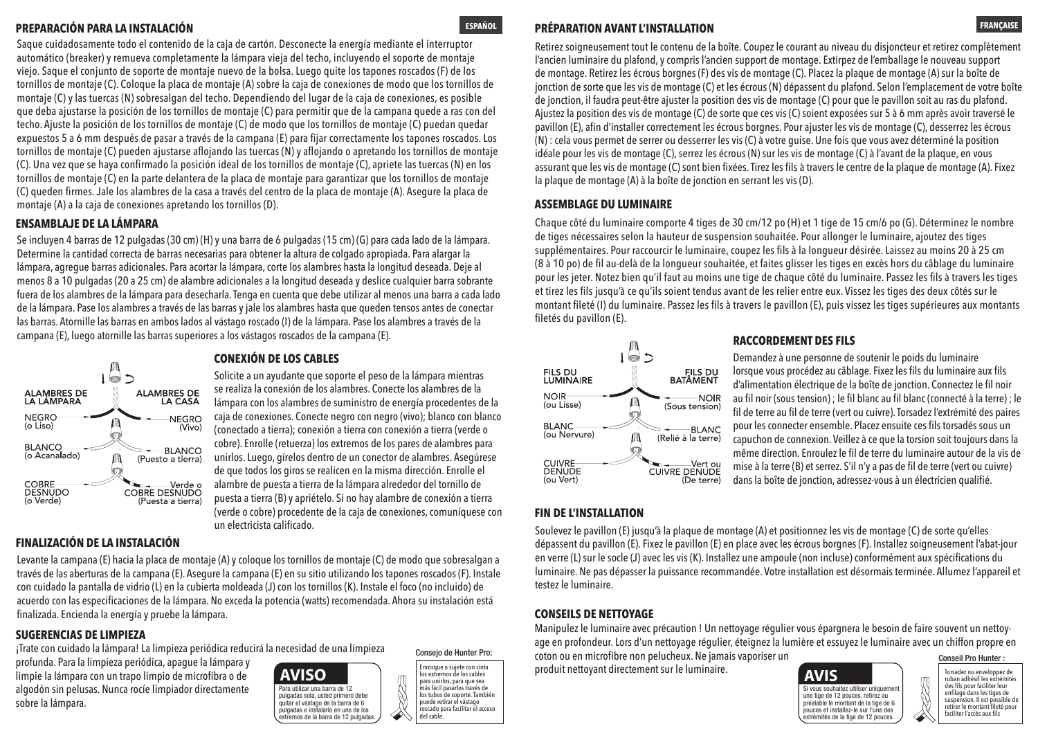## PREPARACIÓN PARA LA INSTALACIÓN

ESPAÑOL

Saque cuidadosamente todo el contenido de la caja de cartón. Desconecte la energía mediante el interruptor automático (breaker) y remueva completamente la lámpara vieja del techo, incluyendo el soporte de montaje viejo. Saque el conjunto de soporte de montaje nuevo de la bolsa. Luego quite los tapones roscados (F) de los tornillos de montaje (C). Coloque la placa de montaje (A) sobre la caja de conexiones de modo que los tornillos de montaje (C) y las tuercas (N) sobresalgan del techo. Dependiendo del lugar de la caja de conexiones, es posible que deba ajustarse la posición de los tornillos de montaje (C) para permitir que de la campana quede a ras con del techo. Ajuste la posición de los tornillos de montaje (C) de modo que los tornillos de montaje (C) puedan quedar expuestos 5 a 6 mm después de pasar a través de la campana (E) para fijar correctamente los tapones roscados. Los tornillos de montaje (C) pueden ajustarse aflojando las tuercas (N) y aflojando o apretando los tornillos de montaje (C). Una vez que se haya confirmado la posición ideal de los tornillos de montaje (C), apriete las tuercas (N) en los tornillos de montaje (C) en la parte delantera de la placa de montaje para garantizar que los tornillos de montaje (C) queden firmes. Jale los alambres de la casa a través del centro de la placa de montaje (A). Asegure la placa de montaje (A) a la caja de conexiones apretando los tornillos (D).

## ENSAMBLAJE DE LA LÁMPARA

Se incluyen 4 barras de 12 pulgadas (30 cm) (H) y una barra de 6 pulgadas (15 cm) (G) para cada lado de la lámpara. Determine la cantidad correcta de barras necesarias para obtener la altura de colgado apropiada. Para alargar la lámpara, agregue barras adicionales. Para acortar la lámpara, corte los alambres hasta la longitud deseada. Deje al menos 8 a 10 pulgadas (20 a 25 cm) de alambre adicionales a la longitud deseada y deslice cualquier barra sobrante fuera de los alambres de la lámpara para desecharla. Tenga en cuenta que debe utilizar al menos una barra a cada lado de la lámpara. Pase los alambres a través de las barras y jale los alambres hasta que queden tensos antes de conectar las barras. Atornille las barras en ambos lados al vástago roscado (I) de la lámpara. Pase los alambres a través de la campana (E), luego atornille las barras superiores a los vástagos roscados de la campana (E).

ALAMBRES DE LA LÁMPARA
NEGRO (o Liso)
BLANCO (o Acanalado)
COBRE DESNUDO (o Verde)
ALAMBRES DE LA CASA
NEGRO (Vivo)
BLANCO (Puesto a tierra)
Verde o COBRE DESNUDO (Puesta a tierra)

## CONEXIÓN DE LOS CABLES

Solicite a un ayudante que soporte el peso de la lámpara mientras se realiza la conexión de los alambres. Conecte los alambres de la lámpara con los alambres de suministro de energía procedentes de la caja de conexiones. Conecte negro con negro (vivo); blanco con blanco (conectado a tierra); conexión a tierra con conexión a tierra (verde o cobre). Enrolle (retuerza) los extremos de los pares de alambres para unirlos. Luego, gírelos dentro de un conector de alambres. Asegúrese de que todos los giros se realicen en la misma dirección. Enrolle el alambre de puesta a tierra de la lámpara alrededor del tornillo de puesta a tierra (B) y apriételo. Si no hay alambre de conexión a tierra (verde o cobre) procedente de la caja de conexiones, comuníquese con un electricista calificado.

## FINALIZACIÓN DE LA INSTALACIÓN

Levante la campana (E) hacia la placa de montaje (A) y coloque los tornillos de montaje (C) de modo que sobresalgan a través de las aberturas de la campana (E). Asegure la campana (E) en su sitio utilizando los tapones roscados (F). Instale con cuidado la pantalla de vidrio (L) en la cubierta moldeada (J) con los tornillos (K). Instale el foco (no incluido) de acuerdo con las especificaciones de la lámpara. No exceda la potencia (watts) recomendada. Ahora su instalación está finalizada. Encienda la energía y pruebe la lámpara.

## SUGERENCIAS DE LIMPIEZA

¡Trate con cuidado la lámpara! La limpieza periódica reducirá la necesidad de una limpieza profunda. Para la limpieza periódica, apague la lámpara y limpie la lámpara con un trapo limpio de microfibra o de algodón sin pelusas. Nunca rocíe limpiador directamente sobre la lámpara.

**AVISO**

Para utilizar una barra de 12 pulgadas sola, usted primero debe quitar el vástago de la barra de 6 pulgadas e instalarlo en uno de los extremos de la barra de 12 pulgadas.

Consejo de Hunter Pro:

Enrosque o sujete con cinta los extremos de los cables para unirlos, para que sea más fácil pasarlos través de los tubos de soporte. También puede retirar el vástago roscado para facilitar el acceso del cable.

## PRÉPARATION AVANT L'INSTALLATION

FRANÇAISE

Retirez soigneusement tout le contenu de la boîte. Coupez le courant au niveau du disjoncteur et retirez complètement l'ancien luminaire du plafond, y compris l'ancien support de montage. Extirpez de l'emballage le nouveau support de montage. Retirez les écrous borgnes (F) des vis de montage (C). Placez la plaque de montage (A) sur la boîte de jonction de sorte que les vis de montage (C) et les écrous (N) dépassent du plafond. Selon l'emplacement de votre boîte de jonction, il faudra peut-être ajuster la position des vis de montage (C) pour que le pavillon soit au ras du plafond. Ajustez la position des vis de montage (C) de sorte que ces vis (C) soient exposées sur 5 à 6 mm après avoir traversé le pavillon (E), afin d'installer correctement les écrous borgnes. Pour ajuster les vis de montage (C), desserrez les écrous (N) : cela vous permet de serrer ou desserrer les vis (C) à votre guise. Une fois que vous avez déterminé la position idéale pour les vis de montage (C), serrez les écrous (N) sur les vis de montage (C) à l'avant de la plaque, en vous assurant que les vis de montage (C) sont bien fixées. Tirez les fils à travers le centre de la plaque de montage (A). Fixez la plaque de montage (A) à la boîte de jonction en serrant les vis (D).

## ASSEMBLAGE DU LUMINAIRE

Chaque côté du luminaire comporte 4 tiges de 30 cm/12 po (H) et 1 tige de 15 cm/6 po (G). Déterminez le nombre de tiges nécessaires selon la hauteur de suspension souhaitée. Pour allonger le luminaire, ajoutez des tiges supplémentaires. Pour raccourcir le luminaire, coupez les fils à la longueur désirée. Laissez au moins 20 à 25 cm (8 à 10 po) de fil au-delà de la longueur souhaitée, et faites glisser les tiges en excès hors du câblage du luminaire pour les jeter. Notez bien qu'il faut au moins une tige de chaque côté du luminaire. Passez les fils à travers les tiges et tirez les fils jusqu'à ce qu'ils soient tendus avant de les relier entre eux. Vissez les tiges des deux côtés sur le montant fileté (I) du luminaire. Passez les fils à travers le pavillon (E), puis vissez les tiges supérieures aux montants filetés du pavillon (E).

FILS DU LUMINAIRE
NOIR (ou Lisse)
BLANC (ou Nervure)
CUIVRE DENUDE (ou Vert)
FILS DU BATÎMENT
NOIR (Sous tension)
BLANC (Relié à la terre)
Vert ou CUIVRE DENUDE (De terre)

## RACCORDEMENT DES FILS

Demandez à une personne de soutenir le poids du luminaire lorsque vous procédez au câblage. Fixez les fils du luminaire aux fils d'alimentation électrique de la boîte de jonction. Connectez le fil noir au fil noir (sous tension) ; le fil blanc au fil blanc (connecté à la terre) ; le fil de terre au fil de terre (vert ou cuivre). Torsadez l'extrémité des paires pour les connecter ensemble. Placez ensuite ces fils torsadés sous un capuchon de connexion. Veillez à ce que la torsion soit toujours dans la même direction. Enroulez le fil de terre du luminaire autour de la vis de mise à la terre (B) et serrez. S'il n'y a pas de fil de terre (vert ou cuivre) dans la boîte de jonction, adressez-vous à un électricien qualifié.

## FIN DE L'INSTALLATION

Soulevez le pavillon (E) jusqu'à la plaque de montage (A) et positionnez les vis de montage (C) de sorte qu'elles dépassent du pavillon (E). Fixez le pavillon (E) en place avec les écrous borgnes (F). Installez soigneusement l'abat-jour en verre (L) sur le socle (J) avec les vis (K). Installez une ampoule (non incluse) conformément aux spécifications du luminaire. Ne pas dépasser la puissance recommandée. Votre installation est désormais terminée. Allumez l'appareil et testez le luminaire.

## CONSEILS DE NETTOYAGE

Manipulez le luminaire avec précaution ! Un nettoyage régulier vous épargnera le besoin de faire souvent un nettoyage en profondeur. Lors d'un nettoyage régulier, éteignez la lumière et essuyez le luminaire avec un chiffon propre en coton ou en microfibre non pelucheux. Ne jamais vaporiser un produit nettoyant directement sur le luminaire.

**AVIS**

Si vous souhaitez utiliser uniquement une tige de 12 pouces, retirez au préalable le montant de la tige de 6 pouces et installez-le sur l'une des extrémités de la tige de 12 pouces.

Conseil Pro Hunter :

Torsadez ou enveloppez de ruban adhésif les extrémités des fils pour faciliter leur enfilage dans les tiges de suspension. Il est possible de retirer le montant fileté pour faciliter l'accès aux fils